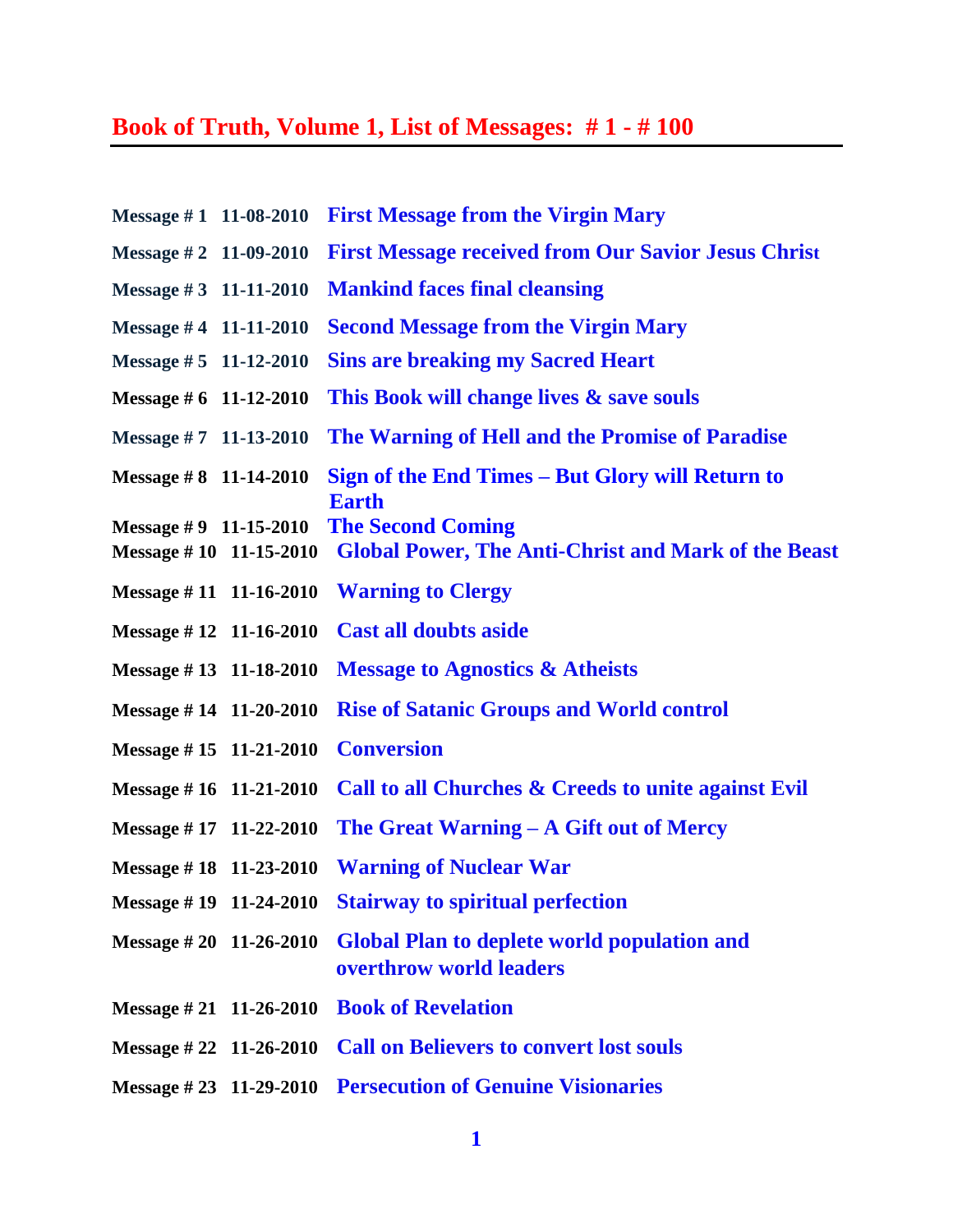# Book of Truth, Volume 1, List of Messages: # 1 - # 100

**Message # 1** **11-08-2010** **First Message from the Virgin Mary**

**Message # 2** **11-09-2010** **First Message received from Our Savior Jesus Christ**

**Message # 3** **11-11-2010** **Mankind faces final cleansing**

**Message # 4** **11-11-2010** **Second Message from the Virgin Mary**

**Message # 5** **11-12-2010** **Sins are breaking my Sacred Heart**

**Message # 6** **11-12-2010** **This Book will change lives & save souls**

**Message # 7** **11-13-2010** **The Warning of Hell and the Promise of Paradise**

**Message # 8** **11-14-2010** **Sign of the End Times – But Glory will Return to Earth**

**Message # 9** **11-15-2010** **The Second Coming**

**Message # 10** **11-15-2010** **Global Power, The Anti-Christ and Mark of the Beast**

**Message # 11** **11-16-2010** **Warning to Clergy**

**Message # 12** **11-16-2010** **Cast all doubts aside**

**Message # 13** **11-18-2010** **Message to Agnostics & Atheists**

**Message # 14** **11-20-2010** **Rise of Satanic Groups and World control**

**Message # 15** **11-21-2010** **Conversion**

**Message # 16** **11-21-2010** **Call to all Churches & Creeds to unite against Evil**

**Message # 17** **11-22-2010** **The Great Warning – A Gift out of Mercy**

**Message # 18** **11-23-2010** **Warning of Nuclear War**

**Message # 19** **11-24-2010** **Stairway to spiritual perfection**

**Message # 20** **11-26-2010** **Global Plan to deplete world population and overthrow world leaders**

**Message # 21** **11-26-2010** **Book of Revelation**

**Message # 22** **11-26-2010** **Call on Believers to convert lost souls**

**Message # 23** **11-29-2010** **Persecution of Genuine Visionaries**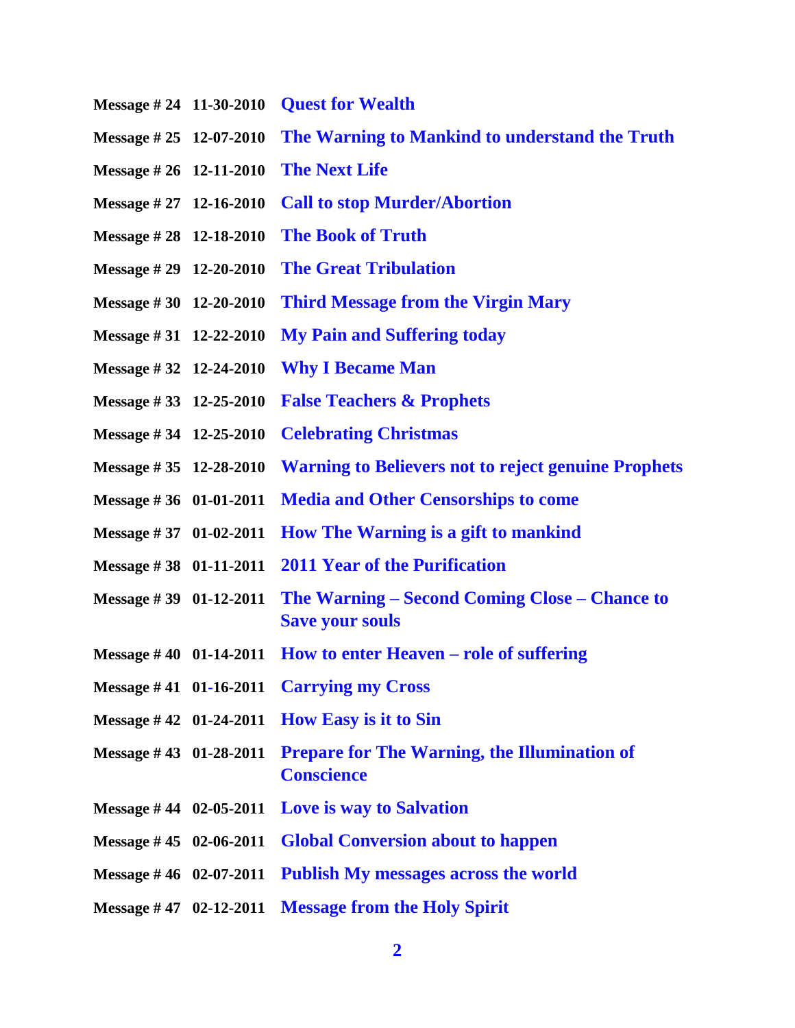**Message # 24** **11-30-2010** **Quest for Wealth**

**Message # 25** **12-07-2010** **The Warning to Mankind to understand the Truth**

**Message # 26** **12-11-2010** **The Next Life**

**Message # 27** **12-16-2010** **Call to stop Murder/Abortion**

**Message # 28** **12-18-2010** **The Book of Truth**

**Message # 29** **12-20-2010** **The Great Tribulation**

**Message # 30** **12-20-2010** **Third Message from the Virgin Mary**

**Message # 31** **12-22-2010** **My Pain and Suffering today**

**Message # 32** **12-24-2010** **Why I Became Man**

**Message # 33** **12-25-2010** **False Teachers & Prophets**

**Message # 34** **12-25-2010** **Celebrating Christmas**

**Message # 35** **12-28-2010** **Warning to Believers not to reject genuine Prophets**

**Message # 36** **01-01-2011** **Media and Other Censorships to come**

**Message # 37** **01-02-2011** **How The Warning is a gift to mankind**

**Message # 38** **01-11-2011** **2011 Year of the Purification**

**Message # 39** **01-12-2011** **The Warning – Second Coming Close – Chance to Save your souls**

**Message # 40** **01-14-2011** **How to enter Heaven – role of suffering**

**Message # 41** **01-16-2011** **Carrying my Cross**

**Message # 42** **01-24-2011** **How Easy is it to Sin**

**Message # 43** **01-28-2011** **Prepare for The Warning, the Illumination of Conscience**

**Message # 44** **02-05-2011** **Love is way to Salvation**

**Message # 45** **02-06-2011** **Global Conversion about to happen**

**Message # 46** **02-07-2011** **Publish My messages across the world**

**Message # 47** **02-12-2011** **Message from the Holy Spirit**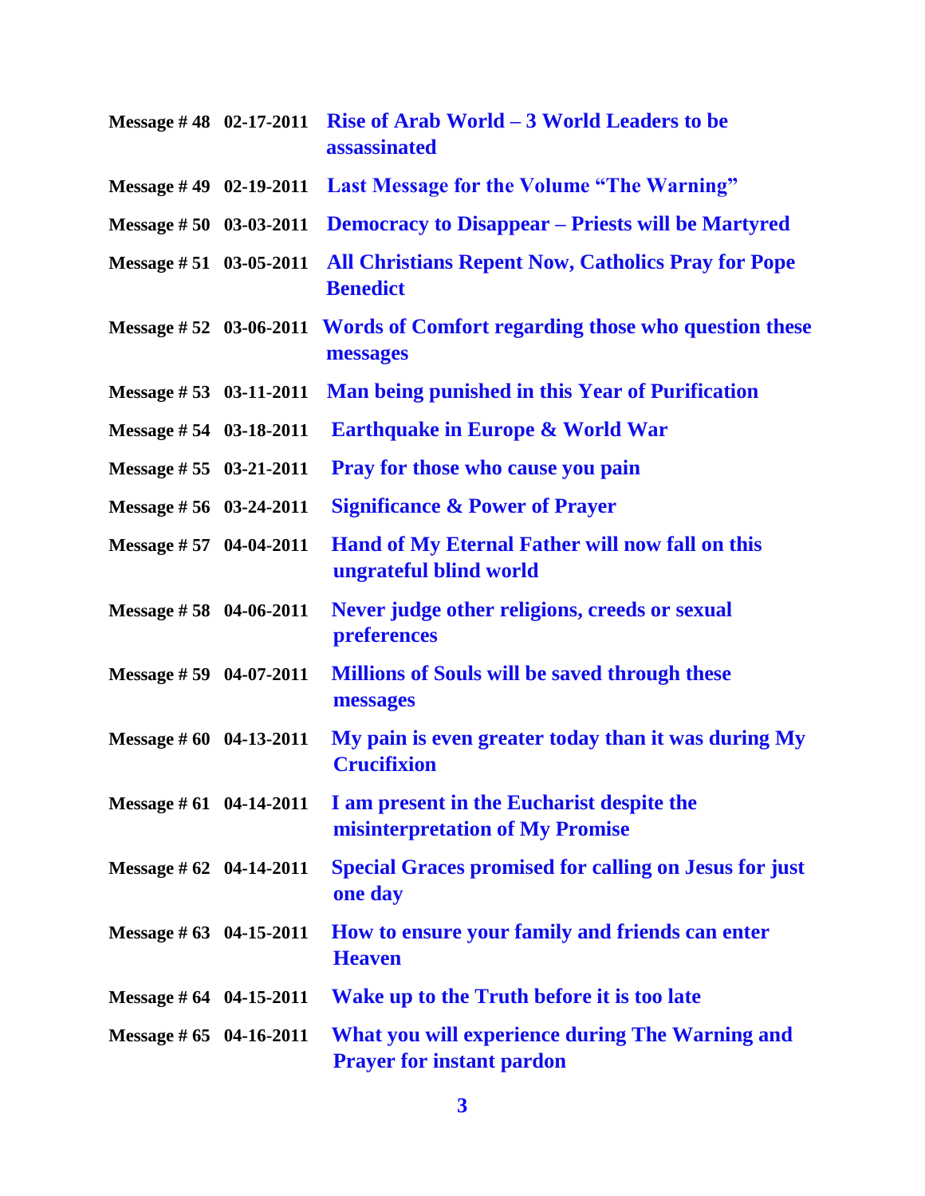| | | |
|---|---|---|
| **Message # 48** | **02-17-2011** | **Rise of Arab World – 3 World Leaders to be assassinated** |
| **Message # 49** | **02-19-2011** | **Last Message for the Volume "The Warning"** |
| **Message # 50** | **03-03-2011** | **Democracy to Disappear – Priests will be Martyred** |
| **Message # 51** | **03-05-2011** | **All Christians Repent Now, Catholics Pray for Pope Benedict** |
| **Message # 52** | **03-06-2011** | **Words of Comfort regarding those who question these messages** |
| **Message # 53** | **03-11-2011** | **Man being punished in this Year of Purification** |
| **Message # 54** | **03-18-2011** | **Earthquake in Europe & World War** |
| **Message # 55** | **03-21-2011** | **Pray for those who cause you pain** |
| **Message # 56** | **03-24-2011** | **Significance & Power of Prayer** |
| **Message # 57** | **04-04-2011** | **Hand of My Eternal Father will now fall on this ungrateful blind world** |
| **Message # 58** | **04-06-2011** | **Never judge other religions, creeds or sexual preferences** |
| **Message # 59** | **04-07-2011** | **Millions of Souls will be saved through these messages** |
| **Message # 60** | **04-13-2011** | **My pain is even greater today than it was during My Crucifixion** |
| **Message # 61** | **04-14-2011** | **I am present in the Eucharist despite the misinterpretation of My Promise** |
| **Message # 62** | **04-14-2011** | **Special Graces promised for calling on Jesus for just one day** |
| **Message # 63** | **04-15-2011** | **How to ensure your family and friends can enter Heaven** |
| **Message # 64** | **04-15-2011** | **Wake up to the Truth before it is too late** |
| **Message # 65** | **04-16-2011** | **What you will experience during The Warning and Prayer for instant pardon** |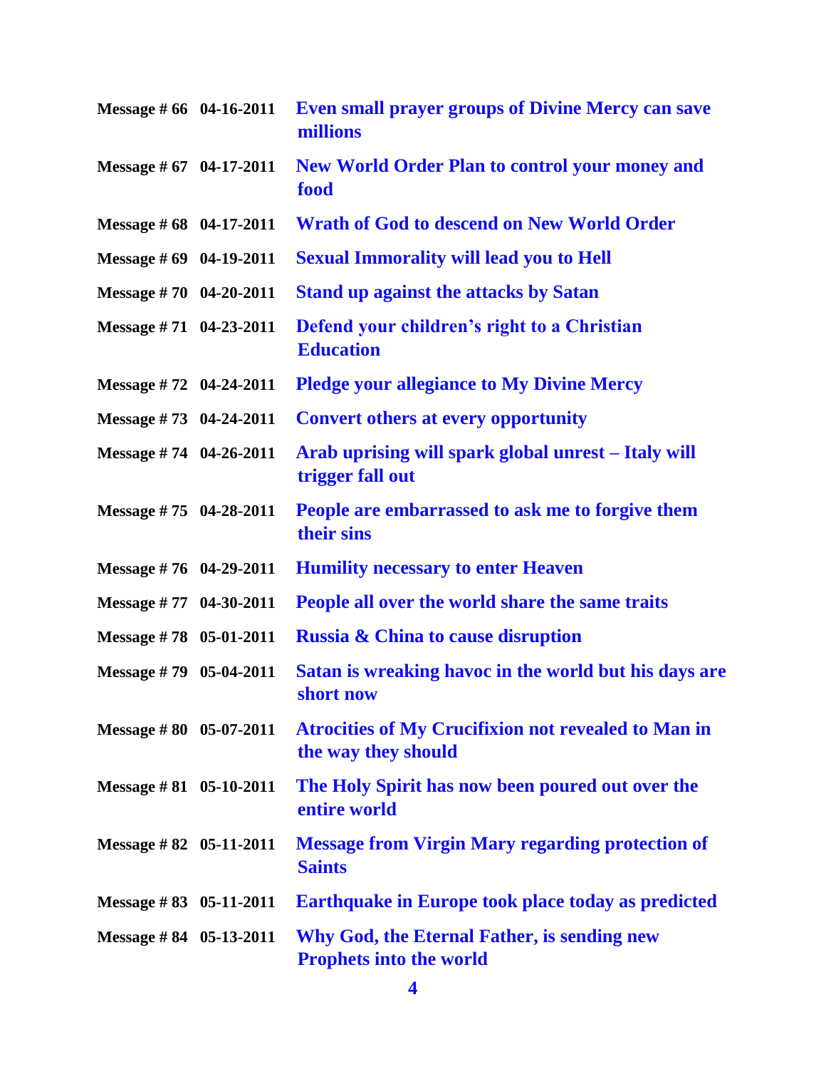**Message # 66** **04-16-2011** **Even small prayer groups of Divine Mercy can save millions**

**Message # 67** **04-17-2011** **New World Order Plan to control your money and food**

**Message # 68** **04-17-2011** **Wrath of God to descend on New World Order**

**Message # 69** **04-19-2011** **Sexual Immorality will lead you to Hell**

**Message # 70** **04-20-2011** **Stand up against the attacks by Satan**

**Message # 71** **04-23-2011** **Defend your children's right to a Christian Education**

**Message # 72** **04-24-2011** **Pledge your allegiance to My Divine Mercy**

**Message # 73** **04-24-2011** **Convert others at every opportunity**

**Message # 74** **04-26-2011** **Arab uprising will spark global unrest – Italy will trigger fall out**

**Message # 75** **04-28-2011** **People are embarrassed to ask me to forgive them their sins**

**Message # 76** **04-29-2011** **Humility necessary to enter Heaven**

**Message # 77** **04-30-2011** **People all over the world share the same traits**

**Message # 78** **05-01-2011** **Russia & China to cause disruption**

**Message # 79** **05-04-2011** **Satan is wreaking havoc in the world but his days are short now**

**Message # 80** **05-07-2011** **Atrocities of My Crucifixion not revealed to Man in the way they should**

**Message # 81** **05-10-2011** **The Holy Spirit has now been poured out over the entire world**

**Message # 82** **05-11-2011** **Message from Virgin Mary regarding protection of Saints**

**Message # 83** **05-11-2011** **Earthquake in Europe took place today as predicted**

**Message # 84** **05-13-2011** **Why God, the Eternal Father, is sending new Prophets into the world**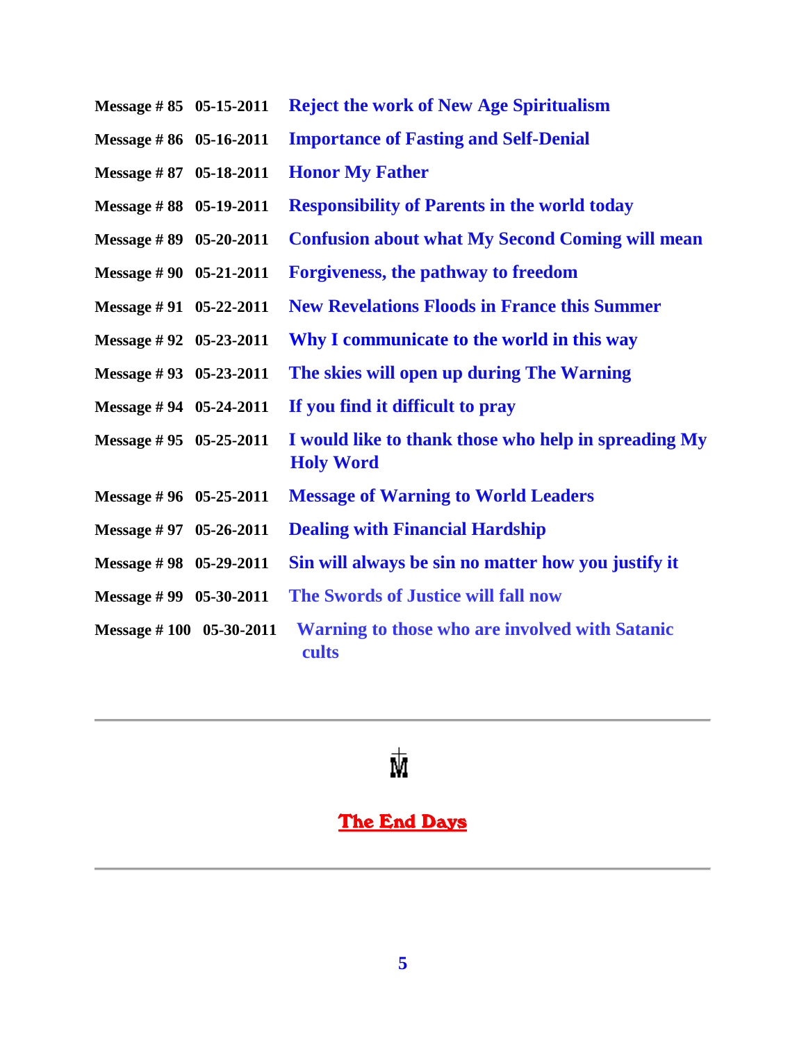| | | |
|---|---|---|
| **Message # 85** | **05-15-2011** | **Reject the work of New Age Spiritualism** |
| **Message # 86** | **05-16-2011** | **Importance of Fasting and Self-Denial** |
| **Message # 87** | **05-18-2011** | **Honor My Father** |
| **Message # 88** | **05-19-2011** | **Responsibility of Parents in the world today** |
| **Message # 89** | **05-20-2011** | **Confusion about what My Second Coming will mean** |
| **Message # 90** | **05-21-2011** | **Forgiveness, the pathway to freedom** |
| **Message # 91** | **05-22-2011** | **New Revelations Floods in France this Summer** |
| **Message # 92** | **05-23-2011** | **Why I communicate to the world in this way** |
| **Message # 93** | **05-23-2011** | **The skies will open up during The Warning** |
| **Message # 94** | **05-24-2011** | **If you find it difficult to pray** |
| **Message # 95** | **05-25-2011** | **I would like to thank those who help in spreading My Holy Word** |
| **Message # 96** | **05-25-2011** | **Message of Warning to World Leaders** |
| **Message # 97** | **05-26-2011** | **Dealing with Financial Hardship** |
| **Message # 98** | **05-29-2011** | **Sin will always be sin no matter how you justify it** |
| **Message # 99** | **05-30-2011** | **The Swords of Justice will fall now** |
| **Message # 100** | **05-30-2011** | **Warning to those who are involved with Satanic cults** |

---

**The End Days**

---